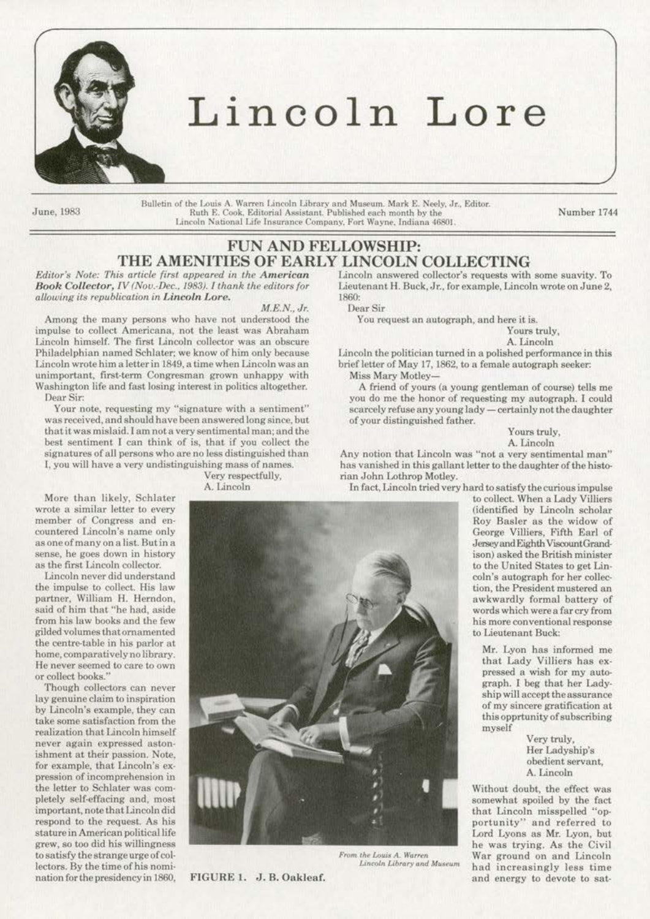# Lincoln Lore

June, 1983

Bulletin of the Louis A. Warren Lincoln Library and Museum. Mark E. Neely, Jr., Editor. Ruth E. Cook, Editorial Assistant. Published each month by the Lincoln National Life Insurance Company, Fort Wayne, Indiana 46801.

Number 1744

## FUN AND FELLOWSHIP: THE AMENITIES OF EARLY LINCOLN COLLECTING

*Editor's Note: This article first appeared in the **American Book Collector**, IV (Nov.-Dec., 1983). I thank the editors for allowing its republication in **Lincoln Lore**.*

*M.E.N., Jr.*

Among the many persons who have not understood the impulse to collect Americana, not the least was Abraham Lincoln himself. The first Lincoln collector was an obscure Philadelphian named Schlater; we know of him only because Lincoln wrote him a letter in 1849, a time when Lincoln was an unimportant, first-term Congresman grown unhappy with Washington life and fast losing interest in politics altogether.

> Dear Sir:
>
> Your note, requesting my "signature with a sentiment" was received, and should have been answered long since, but that it was mislaid. I am not a very sentimental man; and the best sentiment I can think of is, that if you collect the signatures of all persons who are no less distinguished than I, you will have a very undistinguishing mass of names.
>
> Very respectfully,
> A. Lincoln

More than likely, Schlater wrote a similar letter to every member of Congress and encountered Lincoln's name only as one of many on a list. But in a sense, he goes down in history as the first Lincoln collector.

Lincoln never did understand the impulse to collect. His law partner, William H. Herndon, said of him that "he had, aside from his law books and the few gilded volumes that ornamented the centre-table in his parlor at home, comparatively no library. He never seemed to care to own or collect books."

Though collectors can never lay genuine claim to inspiration by Lincoln's example, they can take some satisfaction from the realization that Lincoln himself never again expressed astonishment at their passion. Note, for example, that Lincoln's expression of incomprehension in the letter to Schlater was completely self-effacing and, most important, note that Lincoln did respond to the request. As his stature in American political life grew, so too did his willingness to satisfy the strange urge of collectors. By the time of his nomination for the presidency in 1860, Lincoln answered collector's requests with some suavity. To Lieutenant H. Buck, Jr., for example, Lincoln wrote on June 2, 1860:

> Dear Sir
>
> You request an autograph, and here it is.
>
> Yours truly,
> A. Lincoln

Lincoln the politician turned in a polished performance in this brief letter of May 17, 1862, to a female autograph seeker:

> Miss Mary Motley—
>
> A friend of yours (a young gentleman of course) tells me you do me the honor of requesting my autograph. I could scarcely refuse any young lady — certainly not the daughter of your distinguished father.
>
> Yours truly,
> A. Lincoln

Any notion that Lincoln was "not a very sentimental man" has vanished in this gallant letter to the daughter of the historian John Lothrop Motley.

In fact, Lincoln tried very hard to satisfy the curious impulse to collect. When a Lady Villiers (identified by Lincoln scholar Roy Basler as the widow of George Villiers, Fifth Earl of Jersey and Eighth Viscount Grandison) asked the British minister to the United States to get Lincoln's autograph for her collection, the President mustered an awkwardly formal battery of words which were a far cry from his more conventional response to Lieutenant Buck:

> Mr. Lyon has informed me that Lady Villiers has expressed a wish for my autograph. I beg that her Ladyship will accept the assurance of my sincere gratification at this opprtunity of subscribing myself
>
> Very truly,
> Her Ladyship's
> obedient servant,
> A. Lincoln

Without doubt, the effect was somewhat spoiled by the fact that Lincoln misspelled "opportunity" and referred to Lord Lyons as Mr. Lyon, but he was trying. As the Civil War ground on and Lincoln had increasingly less time and energy to devote to sat-

*From the Louis A. Warren Lincoln Library and Museum*

FIGURE 1. J. B. Oakleaf.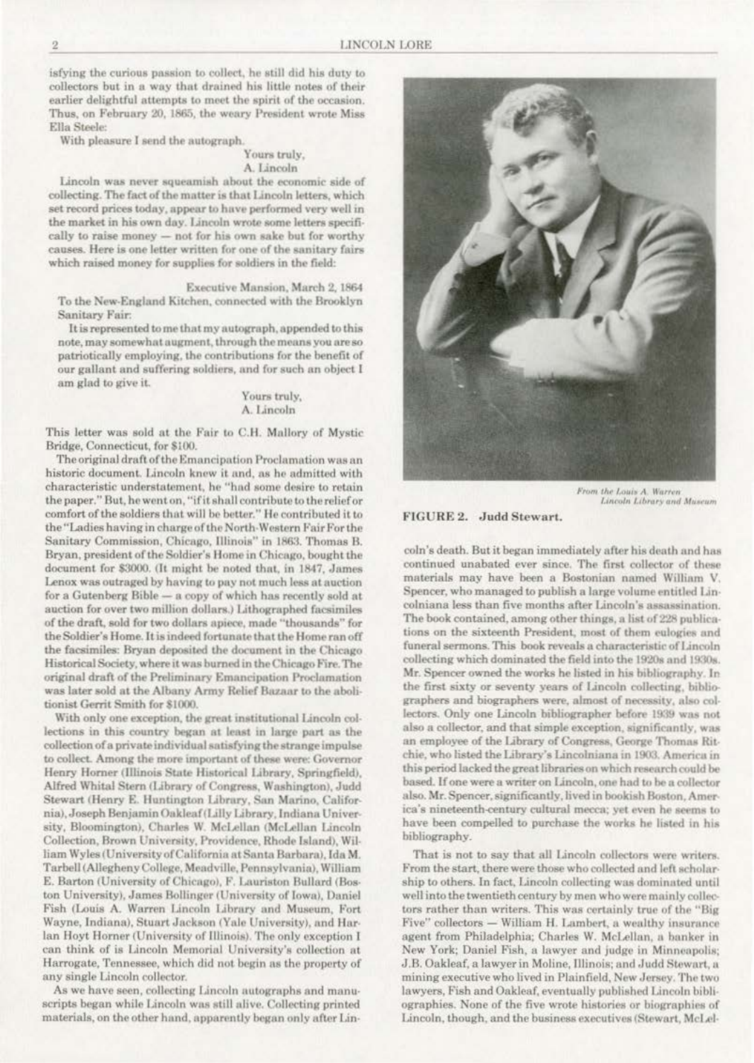isfying the curious passion to collect, he still did his duty to collectors but in a way that drained his little notes of their earlier delightful attempts to meet the spirit of the occasion. Thus, on February 20, 1865, the weary President wrote Miss Ella Steele:

With pleasure I send the autograph.

Yours truly,
A. Lincoln

Lincoln was never squeamish about the economic side of collecting. The fact of the matter is that Lincoln letters, which set record prices today, appear to have performed very well in the market in his own day. Lincoln wrote some letters specifically to raise money — not for his own sake but for worthy causes. Here is one letter written for one of the sanitary fairs which raised money for supplies for soldiers in the field:

Executive Mansion, March 2, 1864

To the New-England Kitchen, connected with the Brooklyn Sanitary Fair:

It is represented to me that my autograph, appended to this note, may somewhat augment, through the means you are so patriotically employing, the contributions for the benefit of our gallant and suffering soldiers, and for such an object I am glad to give it.

Yours truly,
A. Lincoln

This letter was sold at the Fair to C.H. Mallory of Mystic Bridge, Connecticut, for $100.

The original draft of the Emancipation Proclamation was an historic document. Lincoln knew it and, as he admitted with characteristic understatement, he "had some desire to retain the paper." But, he went on, "if it shall contribute to the relief or comfort of the soldiers that will be better." He contributed it to the "Ladies having in charge of the North-Western Fair For the Sanitary Commission, Chicago, Illinois" in 1863. Thomas B. Bryan, president of the Soldier's Home in Chicago, bought the document for $3000. (It might be noted that, in 1847, James Lenox was outraged by having to pay not much less at auction for a Gutenberg Bible — a copy of which has recently sold at auction for over two million dollars.) Lithographed facsimiles of the draft, sold for two dollars apiece, made "thousands" for the Soldier's Home. It is indeed fortunate that the Home ran off the facsimiles: Bryan deposited the document in the Chicago Historical Society, where it was burned in the Chicago Fire. The original draft of the Preliminary Emancipation Proclamation was later sold at the Albany Army Relief Bazaar to the abolitionist Gerrit Smith for $1000.

With only one exception, the great institutional Lincoln collections in this country began at least in large part as the collection of a private individual satisfying the strange impulse to collect. Among the more important of these were: Governor Henry Horner (Illinois State Historical Library, Springfield), Alfred Whital Stern (Library of Congress, Washington), Judd Stewart (Henry E. Huntington Library, San Marino, California), Joseph Benjamin Oakleaf (Lilly Library, Indiana University, Bloomington), Charles W. McLellan (McLellan Lincoln Collection, Brown University, Providence, Rhode Island), William Wyles (University of California at Santa Barbara), Ida M. Tarbell (Allegheny College, Meadville, Pennsylvania), William E. Barton (University of Chicago), F. Lauriston Bullard (Boston University), James Bollinger (University of Iowa), Daniel Fish (Louis A. Warren Lincoln Library and Museum, Fort Wayne, Indiana), Stuart Jackson (Yale University), and Harlan Hoyt Horner (University of Illinois). The only exception I can think of is Lincoln Memorial University's collection at Harrogate, Tennessee, which did not begin as the property of any single Lincoln collector.

As we have seen, collecting Lincoln autographs and manuscripts began while Lincoln was still alive. Collecting printed materials, on the other hand, apparently began only after Lincoln's death. But it began immediately after his death and has continued unabated ever since. The first collector of these materials may have been a Bostonian named William V. Spencer, who managed to publish a large volume entitled Lincolniana less than five months after Lincoln's assassination. The book contained, among other things, a list of 228 publications on the sixteenth President, most of them eulogies and funeral sermons. This book reveals a characteristic of Lincoln collecting which dominated the field into the 1920s and 1930s. Mr. Spencer owned the works he listed in his bibliography. In the first sixty or seventy years of Lincoln collecting, bibliographers and biographers were, almost of necessity, also collectors. Only one Lincoln bibliographer before 1939 was not also a collector, and that simple exception, significantly, was an employee of the Library of Congress, George Thomas Ritchie, who listed the Library's Lincolniana in 1903. America in this period lacked the great libraries on which research could be based. If one were a writer on Lincoln, one had to be a collector also. Mr. Spencer, significantly, lived in bookish Boston, America's nineteenth-century cultural mecca; yet even he seems to have been compelled to purchase the works he listed in his bibliography.

*From the Louis A. Warren Lincoln Library and Museum*

**FIGURE 2. Judd Stewart.**

That is not to say that all Lincoln collectors were writers. From the start, there were those who collected and left scholarship to others. In fact, Lincoln collecting was dominated until well into the twentieth century by men who were mainly collectors rather than writers. This was certainly true of the "Big Five" collectors — William H. Lambert, a wealthy insurance agent from Philadelphia; Charles W. McLellan, a banker in New York; Daniel Fish, a lawyer and judge in Minneapolis; J.B. Oakleaf, a lawyer in Moline, Illinois; and Judd Stewart, a mining executive who lived in Plainfield, New Jersey. The two lawyers, Fish and Oakleaf, eventually published Lincoln bibliographies. None of the five wrote histories or biographies of Lincoln, though, and the business executives (Stewart, McLel-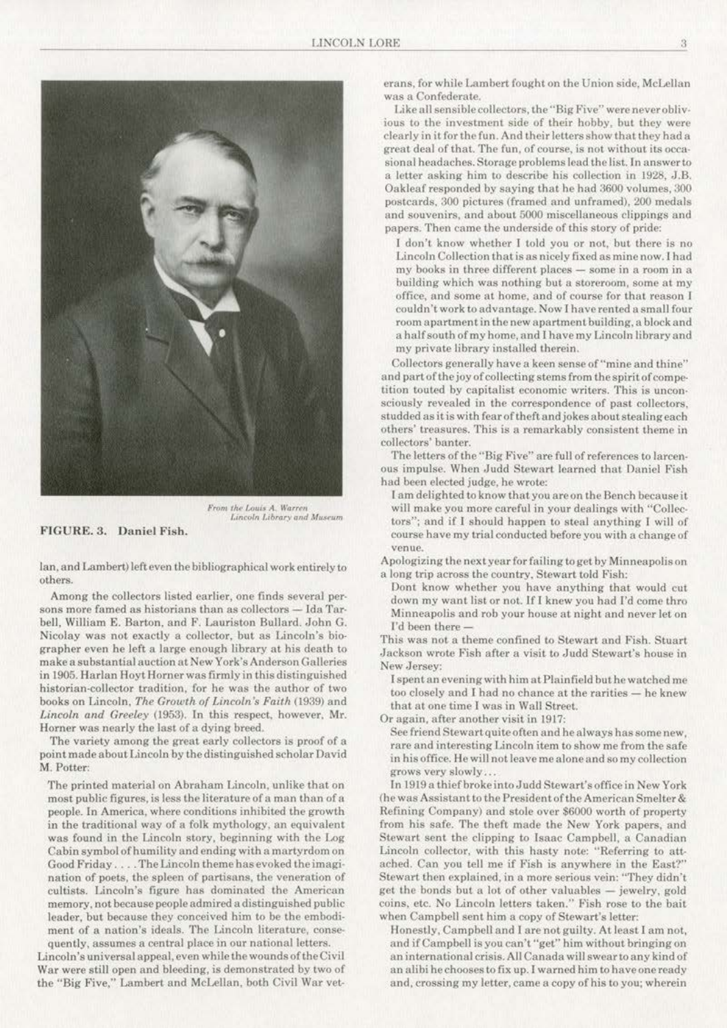From the Louis A. Warren Lincoln Library and Museum

**FIGURE. 3. Daniel Fish.**

lan, and Lambert) left even the bibliographical work entirely to others.

Among the collectors listed earlier, one finds several persons more famed as historians than as collectors — Ida Tarbell, William E. Barton, and F. Lauriston Bullard. John G. Nicolay was not exactly a collector, but as Lincoln's biographer even he left a large enough library at his death to make a substantial auction at New York's Anderson Galleries in 1905. Harlan Hoyt Horner was firmly in this distinguished historian-collector tradition, for he was the author of two books on Lincoln, *The Growth of Lincoln's Faith* (1939) and *Lincoln and Greeley* (1953). In this respect, however, Mr. Horner was nearly the last of a dying breed.

The variety among the great early collectors is proof of a point made about Lincoln by the distinguished scholar David M. Potter:

> The printed material on Abraham Lincoln, unlike that on most public figures, is less the literature of a man than of a people. In America, where conditions inhibited the growth in the traditional way of a folk mythology, an equivalent was found in the Lincoln story, beginning with the Log Cabin symbol of humility and ending with a martyrdom on Good Friday. . . . The Lincoln theme has evoked the imagination of poets, the spleen of partisans, the veneration of cultists. Lincoln's figure has dominated the American memory, not because people admired a distinguished public leader, but because they conceived him to be the embodiment of a nation's ideals. The Lincoln literature, consequently, assumes a central place in our national letters.

Lincoln's universal appeal, even while the wounds of the Civil War were still open and bleeding, is demonstrated by two of the "Big Five," Lambert and McLellan, both Civil War veterans, for while Lambert fought on the Union side, McLellan was a Confederate.

Like all sensible collectors, the "Big Five" were never oblivious to the investment side of their hobby, but they were clearly in it for the fun. And their letters show that they had a great deal of that. The fun, of course, is not without its occasional headaches. Storage problems lead the list. In answer to a letter asking him to describe his collection in 1928, J.B. Oakleaf responded by saying that he had 3600 volumes, 300 postcards, 300 pictures (framed and unframed), 200 medals and souvenirs, and about 5000 miscellaneous clippings and papers. Then came the underside of this story of pride:

> I don't know whether I told you or not, but there is no Lincoln Collection that is as nicely fixed as mine now. I had my books in three different places — some in a room in a building which was nothing but a storeroom, some at my office, and some at home, and of course for that reason I couldn't work to advantage. Now I have rented a small four room apartment in the new apartment building, a block and a half south of my home, and I have my Lincoln library and my private library installed therein.

Collectors generally have a keen sense of "mine and thine" and part of the joy of collecting stems from the spirit of competition touted by capitalist economic writers. This is unconsciously revealed in the correspondence of past collectors, studded as it is with fear of theft and jokes about stealing each others' treasures. This is a remarkably consistent theme in collectors' banter.

The letters of the "Big Five" are full of references to larcenous impulse. When Judd Stewart learned that Daniel Fish had been elected judge, he wrote:

> I am delighted to know that you are on the Bench because it will make you more careful in your dealings with "Collectors"; and if I should happen to steal anything I will of course have my trial conducted before you with a change of venue.

Apologizing the next year for failing to get by Minneapolis on a long trip across the country, Stewart told Fish:

> Dont know whether you have anything that would cut down my want list or not. If I knew you had I'd come thro Minneapolis and rob your house at night and never let on I'd been there —

This was not a theme confined to Stewart and Fish. Stuart Jackson wrote Fish after a visit to Judd Stewart's house in New Jersey:

> I spent an evening with him at Plainfield but he watched me too closely and I had no chance at the rarities — he knew that at one time I was in Wall Street.

Or again, after another visit in 1917:

> See friend Stewart quite often and he always has some new, rare and interesting Lincoln item to show me from the safe in his office. He will not leave me alone and so my collection grows very slowly . . .

In 1919 a thief broke into Judd Stewart's office in New York (he was Assistant to the President of the American Smelter & Refining Company) and stole over $6000 worth of property from his safe. The theft made the New York papers, and Stewart sent the clipping to Isaac Campbell, a Canadian Lincoln collector, with this hasty note: "Referring to attached. Can you tell me if Fish is anywhere in the East?" Stewart then explained, in a more serious vein: "They didn't get the bonds but a lot of other valuables — jewelry, gold coins, etc. No Lincoln letters taken." Fish rose to the bait when Campbell sent him a copy of Stewart's letter:

> Honestly, Campbell and I are not guilty. At least I am not, and if Campbell is you can't "get" him without bringing on an international crisis. All Canada will swear to any kind of an alibi he chooses to fix up. I warned him to have one ready and, crossing my letter, came a copy of his to you; wherein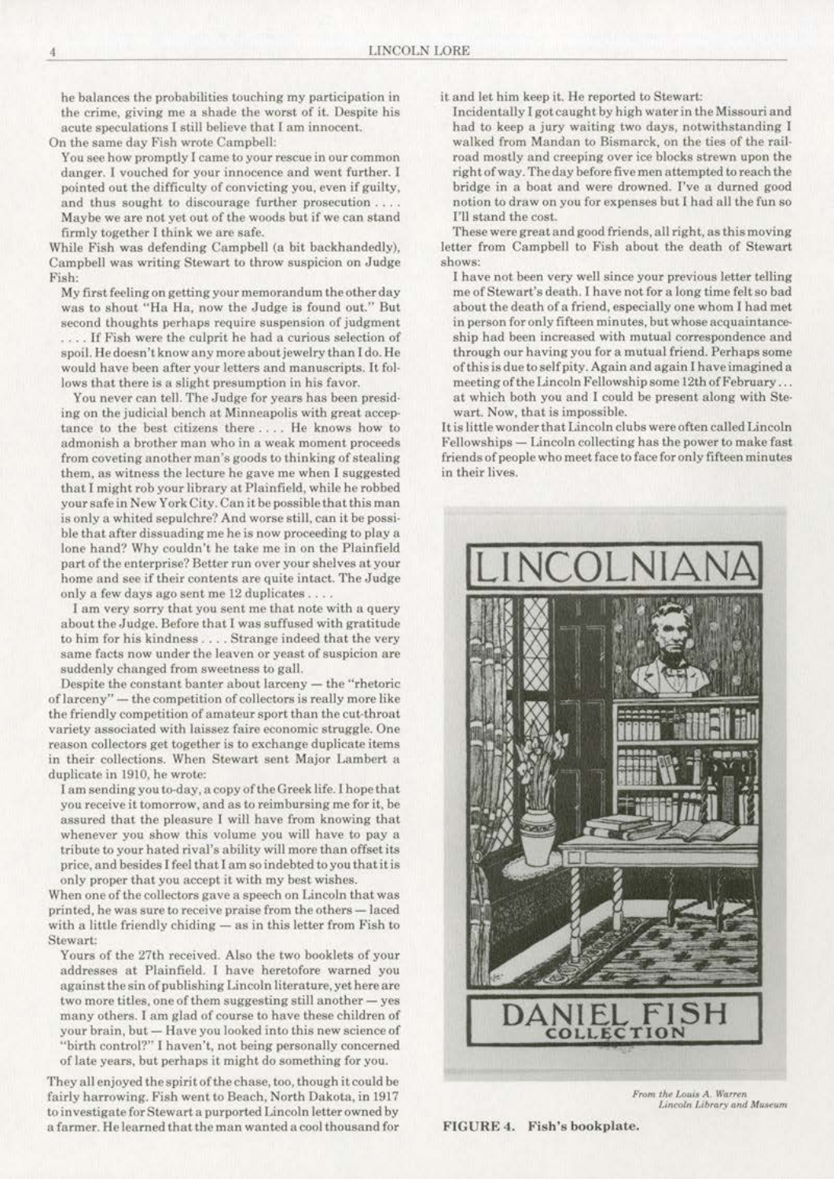he balances the probabilities touching my participation in the crime, giving me a shade the worst of it. Despite his acute speculations I still believe that I am innocent.

On the same day Fish wrote Campbell:

> You see how promptly I came to your rescue in our common danger. I vouched for your innocence and went further. I pointed out the difficulty of convicting you, even if guilty, and thus sought to discourage further prosecution . . . . Maybe we are not yet out of the woods but if we can stand firmly together I think we are safe.

While Fish was defending Campbell (a bit backhandedly), Campbell was writing Stewart to throw suspicion on Judge Fish:

> My first feeling on getting your memorandum the other day was to shout "Ha Ha, now the Judge is found out." But second thoughts perhaps require suspension of judgment . . . . If Fish were the culprit he had a curious selection of spoil. He doesn't know any more about jewelry than I do. He would have been after your letters and manuscripts. It follows that there is a slight presumption in his favor.
>
> You never can tell. The Judge for years has been presiding on the judicial bench at Minneapolis with great acceptance to the best citizens there . . . . He knows how to admonish a brother man who in a weak moment proceeds from coveting another man's goods to thinking of stealing them, as witness the lecture he gave me when I suggested that I might rob your library at Plainfield, while he robbed your safe in New York City. Can it be possible that this man is only a whited sepulchre? And worse still, can it be possible that after dissuading me he is now proceeding to play a lone hand? Why couldn't he take me in on the Plainfield part of the enterprise? Better run over your shelves at your home and see if their contents are quite intact. The Judge only a few days ago sent me 12 duplicates . . . .
>
> I am very sorry that you sent me that note with a query about the Judge. Before that I was suffused with gratitude to him for his kindness . . . . Strange indeed that the very same facts now under the leaven or yeast of suspicion are suddenly changed from sweetness to gall.

Despite the constant banter about larceny — the "rhetoric of larceny" — the competition of collectors is really more like the friendly competition of amateur sport than the cut-throat variety associated with laissez faire economic struggle. One reason collectors get together is to exchange duplicate items in their collections. When Stewart sent Major Lambert a duplicate in 1910, he wrote:

> I am sending you to-day, a copy of the Greek life. I hope that you receive it tomorrow, and as to reimbursing me for it, be assured that the pleasure I will have from knowing that whenever you show this volume you will have to pay a tribute to your hated rival's ability will more than offset its price, and besides I feel that I am so indebted to you that it is only proper that you accept it with my best wishes.

When one of the collectors gave a speech on Lincoln that was printed, he was sure to receive praise from the others — laced with a little friendly chiding — as in this letter from Fish to Stewart:

> Yours of the 27th received. Also the two booklets of your addresses at Plainfield. I have heretofore warned you against the sin of publishing Lincoln literature, yet here are two more titles, one of them suggesting still another — yes many others. I am glad of course to have these children of your brain, but — Have you looked into this new science of "birth control?" I haven't, not being personally concerned of late years, but perhaps it might do something for you.

They all enjoyed the spirit of the chase, too, though it could be fairly harrowing. Fish went to Beach, North Dakota, in 1917 to investigate for Stewart a purported Lincoln letter owned by a farmer. He learned that the man wanted a cool thousand for it and let him keep it. He reported to Stewart:

> Incidentally I got caught by high water in the Missouri and had to keep a jury waiting two days, notwithstanding I walked from Mandan to Bismarck, on the ties of the railroad mostly and creeping over ice blocks strewn upon the right of way. The day before five men attempted to reach the bridge in a boat and were drowned. I've a durned good notion to draw on you for expenses but I had all the fun so I'll stand the cost.

These were great and good friends, all right, as this moving letter from Campbell to Fish about the death of Stewart shows:

> I have not been very well since your previous letter telling me of Stewart's death. I have not for a long time felt so bad about the death of a friend, especially one whom I had met in person for only fifteen minutes, but whose acquaintanceship had been increased with mutual correspondence and through our having you for a mutual friend. Perhaps some of this is due to self pity. Again and again I have imagined a meeting of the Lincoln Fellowship some 12th of February . . . at which both you and I could be present along with Stewart. Now, that is impossible.

It is little wonder that Lincoln clubs were often called Lincoln Fellowships — Lincoln collecting has the power to make fast friends of people who meet face to face for only fifteen minutes in their lives.

*From the Louis A. Warren Lincoln Library and Museum*

**FIGURE 4. Fish's bookplate.**